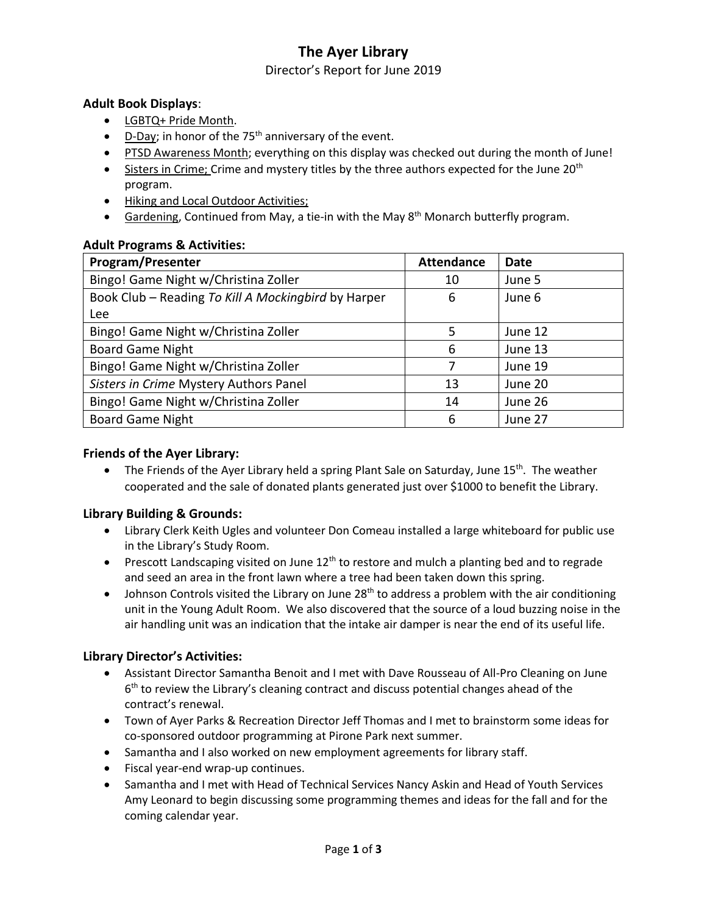# The Ayer Library

Director's Report for June 2019

**Adult Book Displays**:

- LGBTQ+ Pride Month.
- D-Day; in honor of the 75th anniversary of the event.
- PTSD Awareness Month; everything on this display was checked out during the month of June!
- Sisters in Crime; Crime and mystery titles by the three authors expected for the June 20th program.
- Hiking and Local Outdoor Activities;
- Gardening, Continued from May, a tie-in with the May 8th Monarch butterfly program.

**Adult Programs & Activities:**

| Program/Presenter | Attendance | Date |
|---|---|---|
| Bingo! Game Night w/Christina Zoller | 10 | June 5 |
| Book Club – Reading *To Kill A Mockingbird* by Harper Lee | 6 | June 6 |
| Bingo! Game Night w/Christina Zoller | 5 | June 12 |
| Board Game Night | 6 | June 13 |
| Bingo! Game Night w/Christina Zoller | 7 | June 19 |
| *Sisters in Crime* Mystery Authors Panel | 13 | June 20 |
| Bingo! Game Night w/Christina Zoller | 14 | June 26 |
| Board Game Night | 6 | June 27 |

**Friends of the Ayer Library:**

- The Friends of the Ayer Library held a spring Plant Sale on Saturday, June 15th. The weather cooperated and the sale of donated plants generated just over $1000 to benefit the Library.

**Library Building & Grounds:**

- Library Clerk Keith Ugles and volunteer Don Comeau installed a large whiteboard for public use in the Library's Study Room.
- Prescott Landscaping visited on June 12th to restore and mulch a planting bed and to regrade and seed an area in the front lawn where a tree had been taken down this spring.
- Johnson Controls visited the Library on June 28th to address a problem with the air conditioning unit in the Young Adult Room. We also discovered that the source of a loud buzzing noise in the air handling unit was an indication that the intake air damper is near the end of its useful life.

**Library Director's Activities:**

- Assistant Director Samantha Benoit and I met with Dave Rousseau of All-Pro Cleaning on June 6th to review the Library's cleaning contract and discuss potential changes ahead of the contract's renewal.
- Town of Ayer Parks & Recreation Director Jeff Thomas and I met to brainstorm some ideas for co-sponsored outdoor programming at Pirone Park next summer.
- Samantha and I also worked on new employment agreements for library staff.
- Fiscal year-end wrap-up continues.
- Samantha and I met with Head of Technical Services Nancy Askin and Head of Youth Services Amy Leonard to begin discussing some programming themes and ideas for the fall and for the coming calendar year.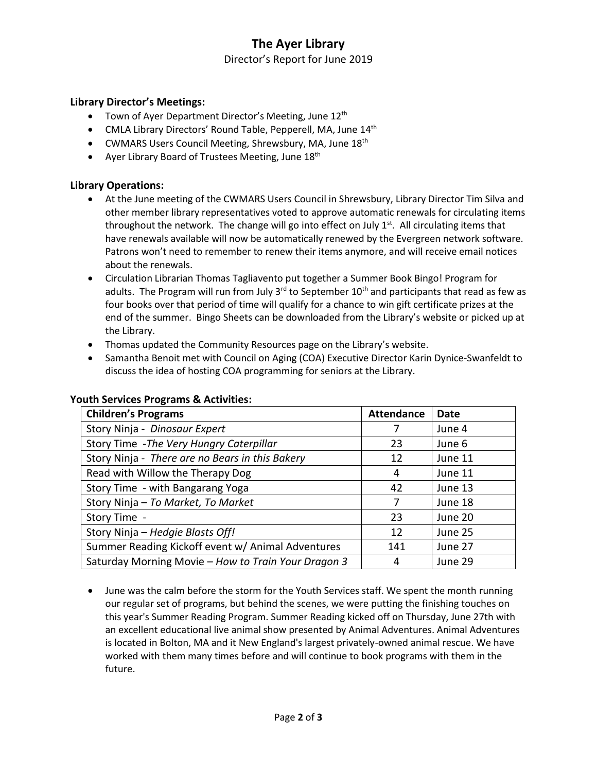# The Ayer Library

Director's Report for June 2019

### Library Director's Meetings:

- Town of Ayer Department Director's Meeting, June 12th
- CMLA Library Directors' Round Table, Pepperell, MA, June 14th
- CWMARS Users Council Meeting, Shrewsbury, MA, June 18th
- Ayer Library Board of Trustees Meeting, June 18th

### Library Operations:

- At the June meeting of the CWMARS Users Council in Shrewsbury, Library Director Tim Silva and other member library representatives voted to approve automatic renewals for circulating items throughout the network. The change will go into effect on July 1st. All circulating items that have renewals available will now be automatically renewed by the Evergreen network software. Patrons won't need to remember to renew their items anymore, and will receive email notices about the renewals.
- Circulation Librarian Thomas Tagliavento put together a Summer Book Bingo! Program for adults. The Program will run from July 3rd to September 10th and participants that read as few as four books over that period of time will qualify for a chance to win gift certificate prizes at the end of the summer. Bingo Sheets can be downloaded from the Library's website or picked up at the Library.
- Thomas updated the Community Resources page on the Library's website.
- Samantha Benoit met with Council on Aging (COA) Executive Director Karin Dynice-Swanfeldt to discuss the idea of hosting COA programming for seniors at the Library.

### Youth Services Programs & Activities:

| Children's Programs | Attendance | Date |
|---|---|---|
| Story Ninja - *Dinosaur Expert* | 7 | June 4 |
| Story Time -*The Very Hungry Caterpillar* | 23 | June 6 |
| Story Ninja - *There are no Bears in this Bakery* | 12 | June 11 |
| Read with Willow the Therapy Dog | 4 | June 11 |
| Story Time - with Bangarang Yoga | 42 | June 13 |
| Story Ninja – *To Market, To Market* | 7 | June 18 |
| Story Time - | 23 | June 20 |
| Story Ninja – *Hedgie Blasts Off!* | 12 | June 25 |
| Summer Reading Kickoff event w/ Animal Adventures | 141 | June 27 |
| Saturday Morning Movie – *How to Train Your Dragon 3* | 4 | June 29 |

- June was the calm before the storm for the Youth Services staff. We spent the month running our regular set of programs, but behind the scenes, we were putting the finishing touches on this year's Summer Reading Program. Summer Reading kicked off on Thursday, June 27th with an excellent educational live animal show presented by Animal Adventures. Animal Adventures is located in Bolton, MA and it New England's largest privately-owned animal rescue. We have worked with them many times before and will continue to book programs with them in the future.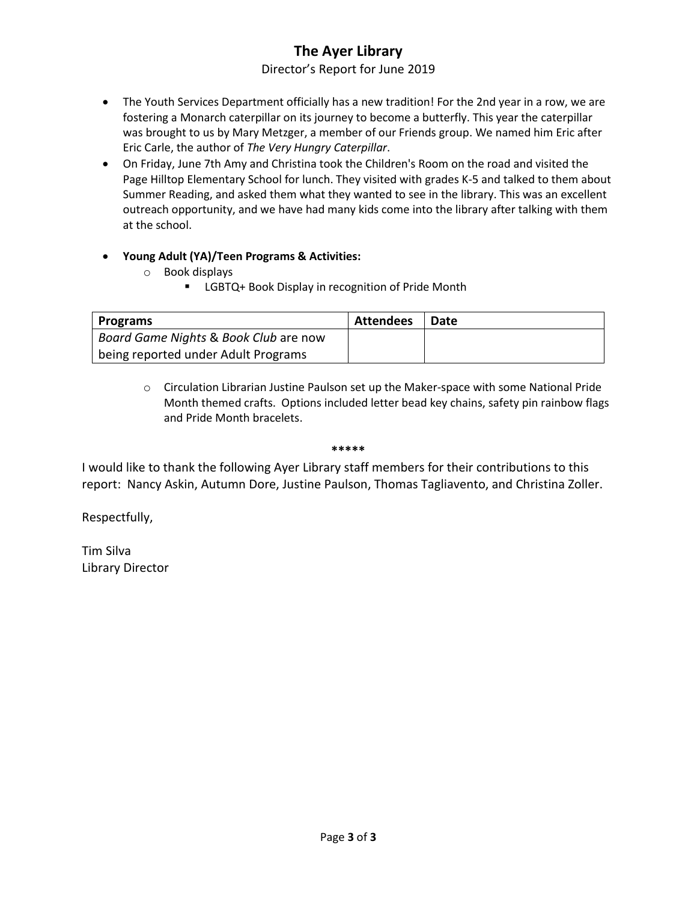# The Ayer Library

Director's Report for June 2019

- The Youth Services Department officially has a new tradition! For the 2nd year in a row, we are fostering a Monarch caterpillar on its journey to become a butterfly. This year the caterpillar was brought to us by Mary Metzger, a member of our Friends group. We named him Eric after Eric Carle, the author of *The Very Hungry Caterpillar*.
- On Friday, June 7th Amy and Christina took the Children's Room on the road and visited the Page Hilltop Elementary School for lunch. They visited with grades K-5 and talked to them about Summer Reading, and asked them what they wanted to see in the library. This was an excellent outreach opportunity, and we have had many kids come into the library after talking with them at the school.

- **Young Adult (YA)/Teen Programs & Activities:**
  - Book displays
    - LGBTQ+ Book Display in recognition of Pride Month

| Programs | Attendees | Date |
|---|---|---|
| *Board Game Nights* & *Book Club* are now being reported under Adult Programs | | |

  - Circulation Librarian Justine Paulson set up the Maker-space with some National Pride Month themed crafts. Options included letter bead key chains, safety pin rainbow flags and Pride Month bracelets.

*****

I would like to thank the following Ayer Library staff members for their contributions to this report: Nancy Askin, Autumn Dore, Justine Paulson, Thomas Tagliavento, and Christina Zoller.

Respectfully,

Tim Silva
Library Director